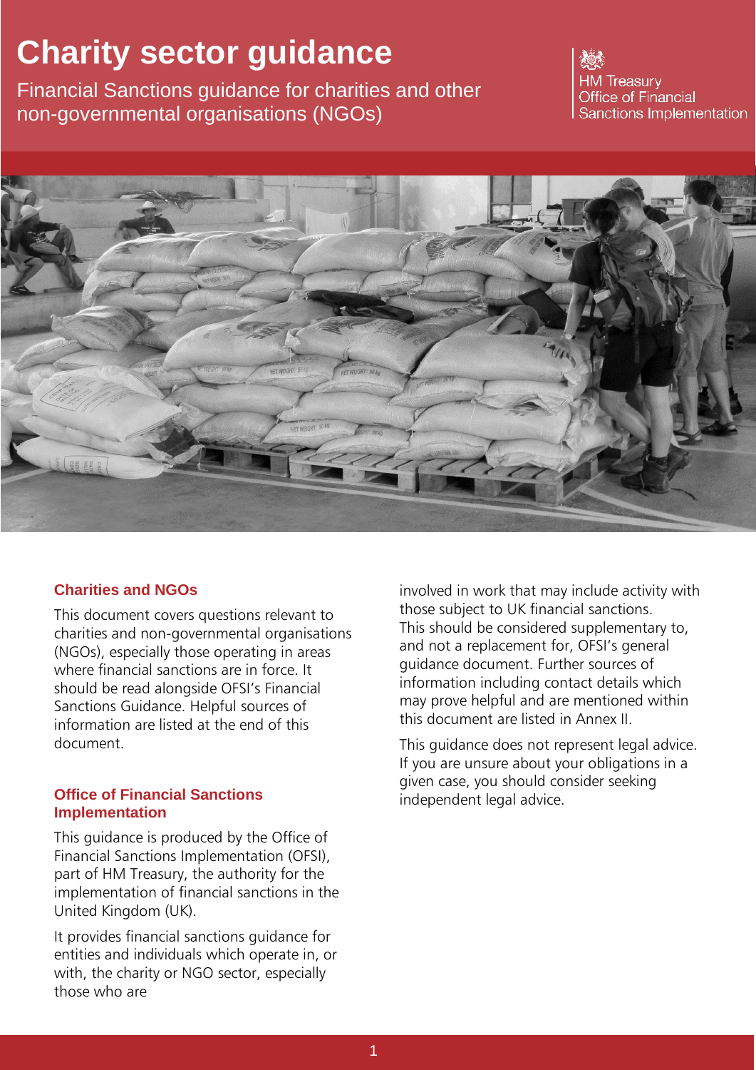# Charity sector guidance

Financial Sanctions guidance for charities and other non-governmental organisations (NGOs)

HM Treasury
Office of Financial Sanctions Implementation

## Charities and NGOs

This document covers questions relevant to charities and non-governmental organisations (NGOs), especially those operating in areas where financial sanctions are in force. It should be read alongside OFSI's Financial Sanctions Guidance. Helpful sources of information are listed at the end of this document.

## Office of Financial Sanctions Implementation

This guidance is produced by the Office of Financial Sanctions Implementation (OFSI), part of HM Treasury, the authority for the implementation of financial sanctions in the United Kingdom (UK).

It provides financial sanctions guidance for entities and individuals which operate in, or with, the charity or NGO sector, especially those who are involved in work that may include activity with those subject to UK financial sanctions. This should be considered supplementary to, and not a replacement for, OFSI's general guidance document. Further sources of information including contact details which may prove helpful and are mentioned within this document are listed in Annex II.

This guidance does not represent legal advice. If you are unsure about your obligations in a given case, you should consider seeking independent legal advice.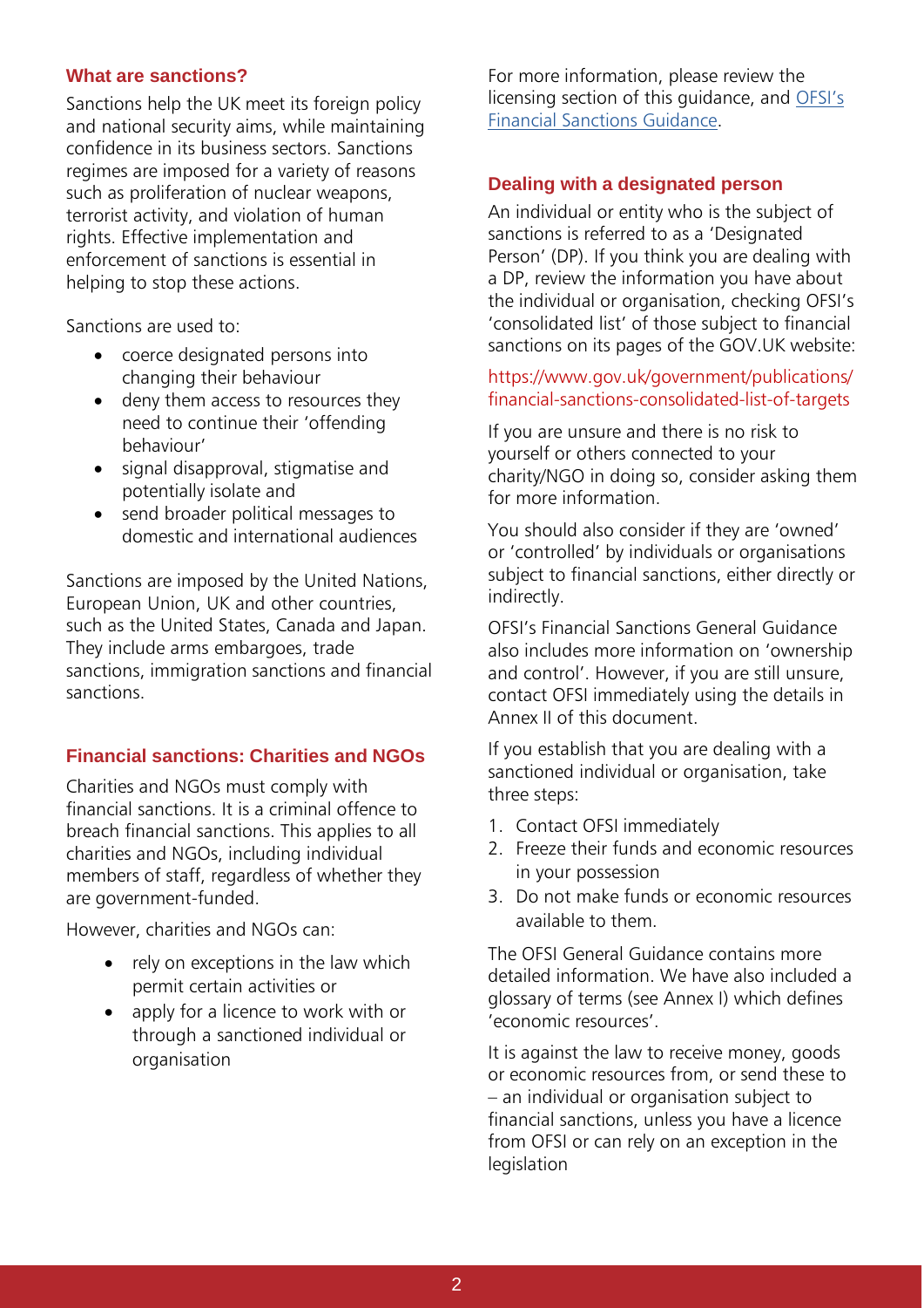### What are sanctions?

Sanctions help the UK meet its foreign policy and national security aims, while maintaining confidence in its business sectors. Sanctions regimes are imposed for a variety of reasons such as proliferation of nuclear weapons, terrorist activity, and violation of human rights. Effective implementation and enforcement of sanctions is essential in helping to stop these actions.

Sanctions are used to:

- coerce designated persons into changing their behaviour
- deny them access to resources they need to continue their 'offending behaviour'
- signal disapproval, stigmatise and potentially isolate and
- send broader political messages to domestic and international audiences

Sanctions are imposed by the United Nations, European Union, UK and other countries, such as the United States, Canada and Japan. They include arms embargoes, trade sanctions, immigration sanctions and financial sanctions.

### Financial sanctions: Charities and NGOs

Charities and NGOs must comply with financial sanctions. It is a criminal offence to breach financial sanctions. This applies to all charities and NGOs, including individual members of staff, regardless of whether they are government-funded.

However, charities and NGOs can:

- rely on exceptions in the law which permit certain activities or
- apply for a licence to work with or through a sanctioned individual or organisation

For more information, please review the licensing section of this guidance, and OFSI's Financial Sanctions Guidance.

### Dealing with a designated person

An individual or entity who is the subject of sanctions is referred to as a 'Designated Person' (DP). If you think you are dealing with a DP, review the information you have about the individual or organisation, checking OFSI's 'consolidated list' of those subject to financial sanctions on its pages of the GOV.UK website:

https://www.gov.uk/government/publications/financial-sanctions-consolidated-list-of-targets

If you are unsure and there is no risk to yourself or others connected to your charity/NGO in doing so, consider asking them for more information.

You should also consider if they are 'owned' or 'controlled' by individuals or organisations subject to financial sanctions, either directly or indirectly.

OFSI's Financial Sanctions General Guidance also includes more information on 'ownership and control'. However, if you are still unsure, contact OFSI immediately using the details in Annex II of this document.

If you establish that you are dealing with a sanctioned individual or organisation, take three steps:

1. Contact OFSI immediately
2. Freeze their funds and economic resources in your possession
3. Do not make funds or economic resources available to them.

The OFSI General Guidance contains more detailed information. We have also included a glossary of terms (see Annex I) which defines 'economic resources'.

It is against the law to receive money, goods or economic resources from, or send these to – an individual or organisation subject to financial sanctions, unless you have a licence from OFSI or can rely on an exception in the legislation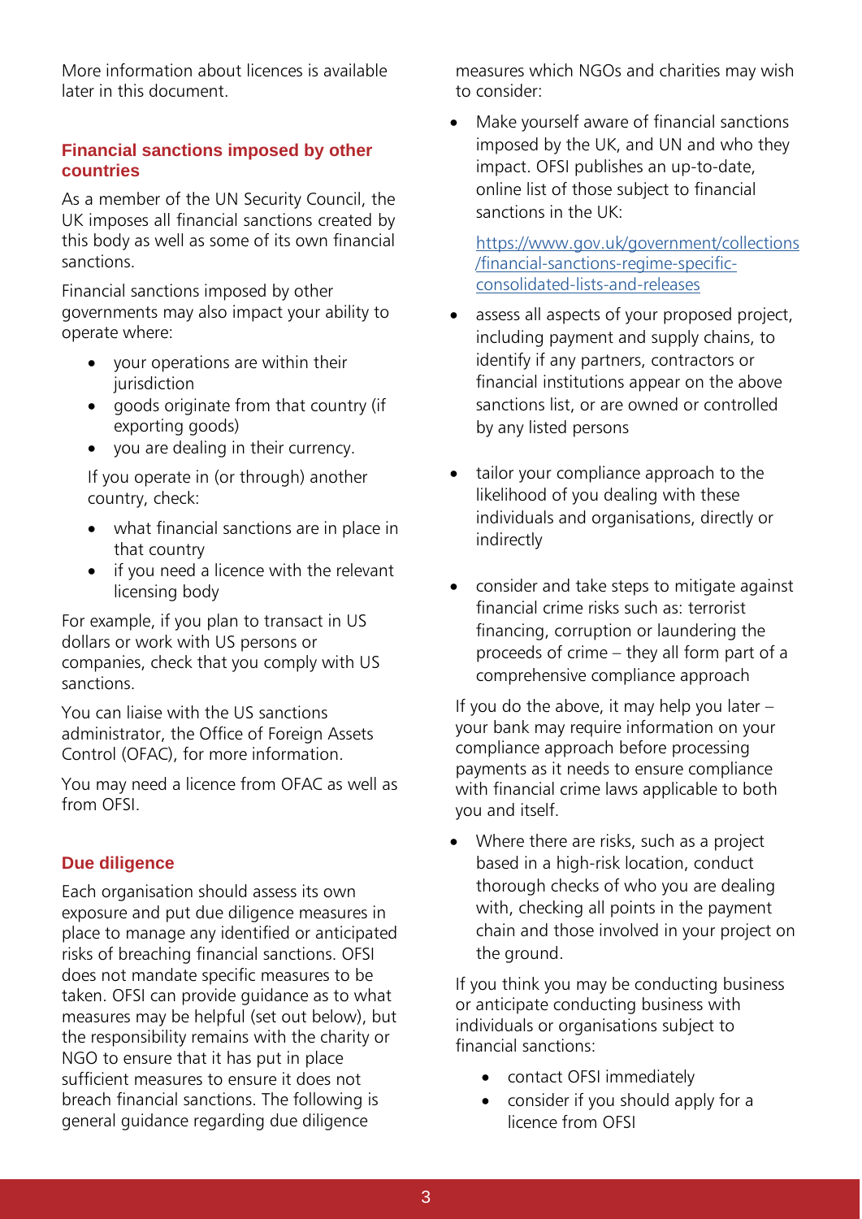More information about licences is available later in this document.

## Financial sanctions imposed by other countries

As a member of the UN Security Council, the UK imposes all financial sanctions created by this body as well as some of its own financial sanctions.

Financial sanctions imposed by other governments may also impact your ability to operate where:

- your operations are within their jurisdiction
- goods originate from that country (if exporting goods)
- you are dealing in their currency.

If you operate in (or through) another country, check:

- what financial sanctions are in place in that country
- if you need a licence with the relevant licensing body

For example, if you plan to transact in US dollars or work with US persons or companies, check that you comply with US sanctions.

You can liaise with the US sanctions administrator, the Office of Foreign Assets Control (OFAC), for more information.

You may need a licence from OFAC as well as from OFSI.

## Due diligence

Each organisation should assess its own exposure and put due diligence measures in place to manage any identified or anticipated risks of breaching financial sanctions. OFSI does not mandate specific measures to be taken. OFSI can provide guidance as to what measures may be helpful (set out below), but the responsibility remains with the charity or NGO to ensure that it has put in place sufficient measures to ensure it does not breach financial sanctions. The following is general guidance regarding due diligence measures which NGOs and charities may wish to consider:

- Make yourself aware of financial sanctions imposed by the UK, and UN and who they impact. OFSI publishes an up-to-date, online list of those subject to financial sanctions in the UK:

  https://www.gov.uk/government/collections/financial-sanctions-regime-specific-consolidated-lists-and-releases

- assess all aspects of your proposed project, including payment and supply chains, to identify if any partners, contractors or financial institutions appear on the above sanctions list, or are owned or controlled by any listed persons

- tailor your compliance approach to the likelihood of you dealing with these individuals and organisations, directly or indirectly

- consider and take steps to mitigate against financial crime risks such as: terrorist financing, corruption or laundering the proceeds of crime – they all form part of a comprehensive compliance approach

If you do the above, it may help you later – your bank may require information on your compliance approach before processing payments as it needs to ensure compliance with financial crime laws applicable to both you and itself.

- Where there are risks, such as a project based in a high-risk location, conduct thorough checks of who you are dealing with, checking all points in the payment chain and those involved in your project on the ground.

If you think you may be conducting business or anticipate conducting business with individuals or organisations subject to financial sanctions:

- contact OFSI immediately
- consider if you should apply for a licence from OFSI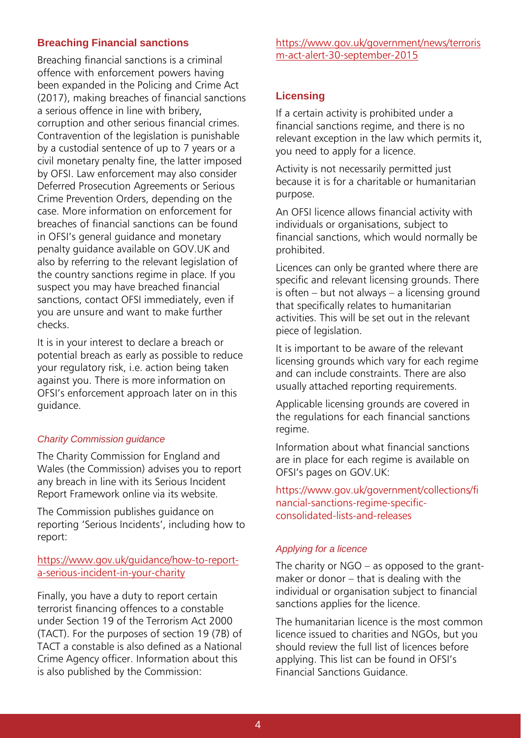## Breaching Financial sanctions

Breaching financial sanctions is a criminal offence with enforcement powers having been expanded in the Policing and Crime Act (2017), making breaches of financial sanctions a serious offence in line with bribery, corruption and other serious financial crimes. Contravention of the legislation is punishable by a custodial sentence of up to 7 years or a civil monetary penalty fine, the latter imposed by OFSI. Law enforcement may also consider Deferred Prosecution Agreements or Serious Crime Prevention Orders, depending on the case. More information on enforcement for breaches of financial sanctions can be found in OFSI's general guidance and monetary penalty guidance available on GOV.UK and also by referring to the relevant legislation of the country sanctions regime in place. If you suspect you may have breached financial sanctions, contact OFSI immediately, even if you are unsure and want to make further checks.

It is in your interest to declare a breach or potential breach as early as possible to reduce your regulatory risk, i.e. action being taken against you. There is more information on OFSI's enforcement approach later on in this guidance.

### *Charity Commission guidance*

The Charity Commission for England and Wales (the Commission) advises you to report any breach in line with its Serious Incident Report Framework online via its website.

The Commission publishes guidance on reporting 'Serious Incidents', including how to report:

https://www.gov.uk/guidance/how-to-report-a-serious-incident-in-your-charity

Finally, you have a duty to report certain terrorist financing offences to a constable under Section 19 of the Terrorism Act 2000 (TACT). For the purposes of section 19 (7B) of TACT a constable is also defined as a National Crime Agency officer. Information about this is also published by the Commission:

https://www.gov.uk/government/news/terrorism-act-alert-30-september-2015

## Licensing

If a certain activity is prohibited under a financial sanctions regime, and there is no relevant exception in the law which permits it, you need to apply for a licence.

Activity is not necessarily permitted just because it is for a charitable or humanitarian purpose.

An OFSI licence allows financial activity with individuals or organisations, subject to financial sanctions, which would normally be prohibited.

Licences can only be granted where there are specific and relevant licensing grounds. There is often – but not always – a licensing ground that specifically relates to humanitarian activities. This will be set out in the relevant piece of legislation.

It is important to be aware of the relevant licensing grounds which vary for each regime and can include constraints. There are also usually attached reporting requirements.

Applicable licensing grounds are covered in the regulations for each financial sanctions regime.

Information about what financial sanctions are in place for each regime is available on OFSI's pages on GOV.UK:

https://www.gov.uk/government/collections/financial-sanctions-regime-specific-consolidated-lists-and-releases

### *Applying for a licence*

The charity or NGO – as opposed to the grant-maker or donor – that is dealing with the individual or organisation subject to financial sanctions applies for the licence.

The humanitarian licence is the most common licence issued to charities and NGOs, but you should review the full list of licences before applying. This list can be found in OFSI's Financial Sanctions Guidance.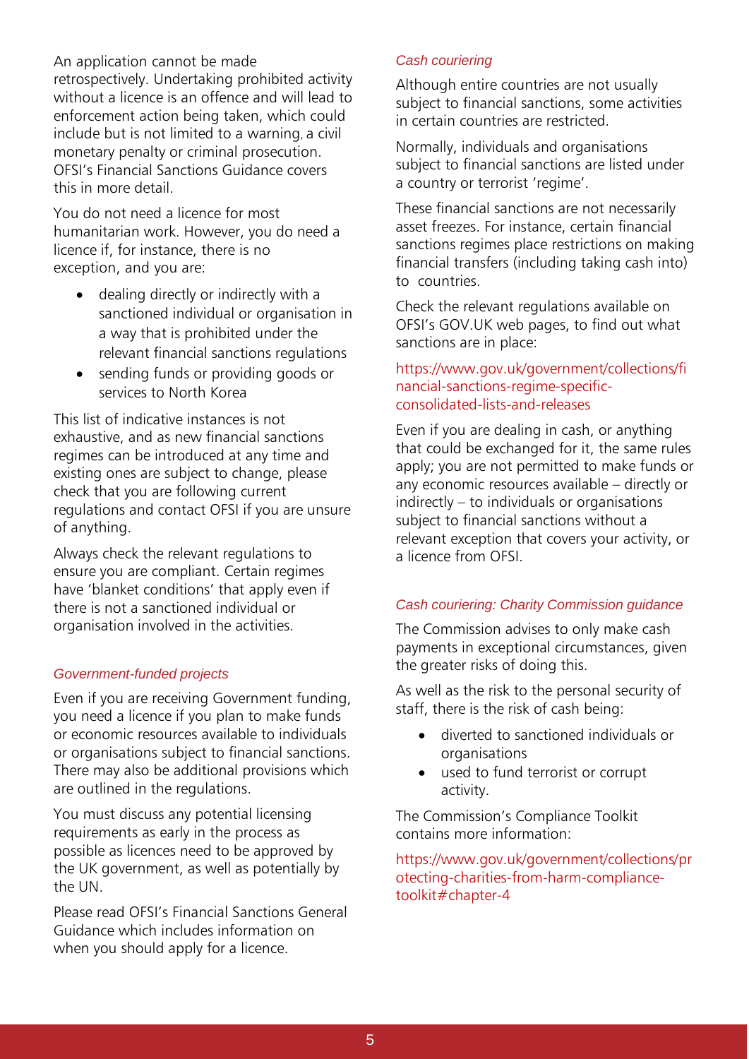An application cannot be made retrospectively. Undertaking prohibited activity without a licence is an offence and will lead to enforcement action being taken, which could include but is not limited to a warning, a civil monetary penalty or criminal prosecution. OFSI's Financial Sanctions Guidance covers this in more detail.

You do not need a licence for most humanitarian work. However, you do need a licence if, for instance, there is no exception, and you are:

- dealing directly or indirectly with a sanctioned individual or organisation in a way that is prohibited under the relevant financial sanctions regulations
- sending funds or providing goods or services to North Korea

This list of indicative instances is not exhaustive, and as new financial sanctions regimes can be introduced at any time and existing ones are subject to change, please check that you are following current regulations and contact OFSI if you are unsure of anything.

Always check the relevant regulations to ensure you are compliant. Certain regimes have 'blanket conditions' that apply even if there is not a sanctioned individual or organisation involved in the activities.

*Government-funded projects*

Even if you are receiving Government funding, you need a licence if you plan to make funds or economic resources available to individuals or organisations subject to financial sanctions. There may also be additional provisions which are outlined in the regulations.

You must discuss any potential licensing requirements as early in the process as possible as licences need to be approved by the UK government, as well as potentially by the UN.

Please read OFSI's Financial Sanctions General Guidance which includes information on when you should apply for a licence.

*Cash couriering*

Although entire countries are not usually subject to financial sanctions, some activities in certain countries are restricted.

Normally, individuals and organisations subject to financial sanctions are listed under a country or terrorist 'regime'.

These financial sanctions are not necessarily asset freezes. For instance, certain financial sanctions regimes place restrictions on making financial transfers (including taking cash into) to countries.

Check the relevant regulations available on OFSI's GOV.UK web pages, to find out what sanctions are in place:

https://www.gov.uk/government/collections/financial-sanctions-regime-specific-consolidated-lists-and-releases

Even if you are dealing in cash, or anything that could be exchanged for it, the same rules apply; you are not permitted to make funds or any economic resources available – directly or indirectly – to individuals or organisations subject to financial sanctions without a relevant exception that covers your activity, or a licence from OFSI.

*Cash couriering: Charity Commission guidance*

The Commission advises to only make cash payments in exceptional circumstances, given the greater risks of doing this.

As well as the risk to the personal security of staff, there is the risk of cash being:

- diverted to sanctioned individuals or organisations
- used to fund terrorist or corrupt activity.

The Commission's Compliance Toolkit contains more information:

https://www.gov.uk/government/collections/protecting-charities-from-harm-compliance-toolkit#chapter-4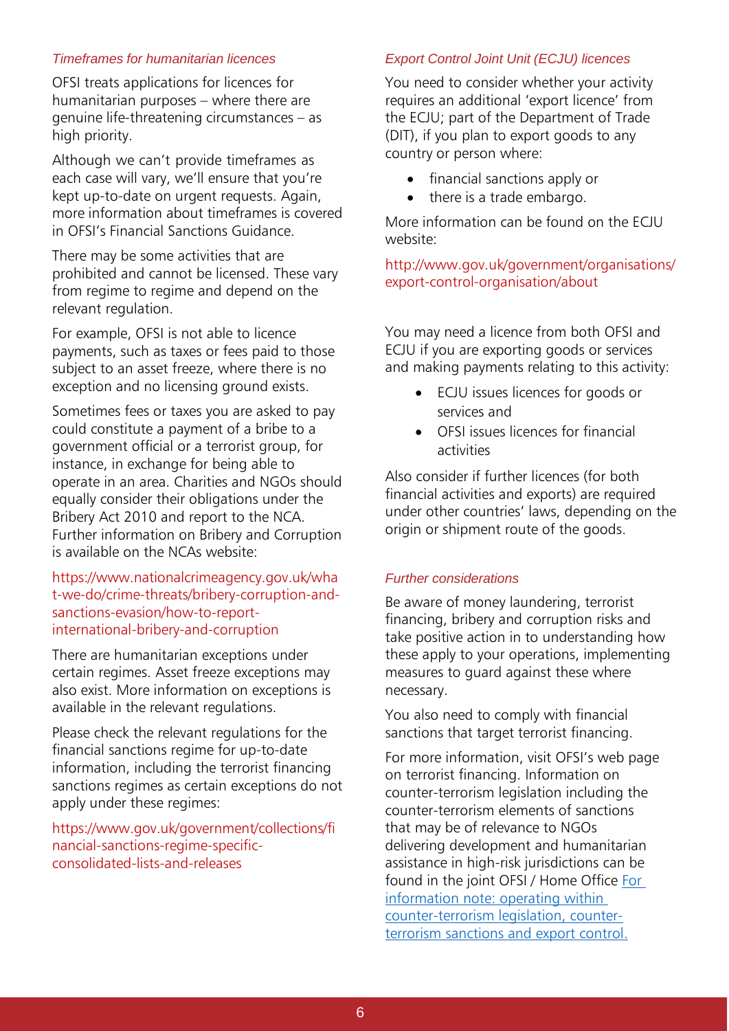### *Timeframes for humanitarian licences*

OFSI treats applications for licences for humanitarian purposes – where there are genuine life-threatening circumstances – as high priority.

Although we can't provide timeframes as each case will vary, we'll ensure that you're kept up-to-date on urgent requests. Again, more information about timeframes is covered in OFSI's Financial Sanctions Guidance.

There may be some activities that are prohibited and cannot be licensed. These vary from regime to regime and depend on the relevant regulation.

For example, OFSI is not able to licence payments, such as taxes or fees paid to those subject to an asset freeze, where there is no exception and no licensing ground exists.

Sometimes fees or taxes you are asked to pay could constitute a payment of a bribe to a government official or a terrorist group, for instance, in exchange for being able to operate in an area. Charities and NGOs should equally consider their obligations under the Bribery Act 2010 and report to the NCA. Further information on Bribery and Corruption is available on the NCAs website:

https://www.nationalcrimeagency.gov.uk/what-we-do/crime-threats/bribery-corruption-and-sanctions-evasion/how-to-report-international-bribery-and-corruption

There are humanitarian exceptions under certain regimes. Asset freeze exceptions may also exist. More information on exceptions is available in the relevant regulations.

Please check the relevant regulations for the financial sanctions regime for up-to-date information, including the terrorist financing sanctions regimes as certain exceptions do not apply under these regimes:

https://www.gov.uk/government/collections/financial-sanctions-regime-specific-consolidated-lists-and-releases

### *Export Control Joint Unit (ECJU) licences*

You need to consider whether your activity requires an additional 'export licence' from the ECJU; part of the Department of Trade (DIT), if you plan to export goods to any country or person where:

- financial sanctions apply or
- there is a trade embargo.

More information can be found on the ECJU website:

http://www.gov.uk/government/organisations/export-control-organisation/about

You may need a licence from both OFSI and ECJU if you are exporting goods or services and making payments relating to this activity:

- ECJU issues licences for goods or services and
- OFSI issues licences for financial activities

Also consider if further licences (for both financial activities and exports) are required under other countries' laws, depending on the origin or shipment route of the goods.

### *Further considerations*

Be aware of money laundering, terrorist financing, bribery and corruption risks and take positive action in to understanding how these apply to your operations, implementing measures to guard against these where necessary.

You also need to comply with financial sanctions that target terrorist financing.

For more information, visit OFSI's web page on terrorist financing. Information on counter-terrorism legislation including the counter-terrorism elements of sanctions that may be of relevance to NGOs delivering development and humanitarian assistance in high-risk jurisdictions can be found in the joint OFSI / Home Office For information note: operating within counter-terrorism legislation, counter-terrorism sanctions and export control.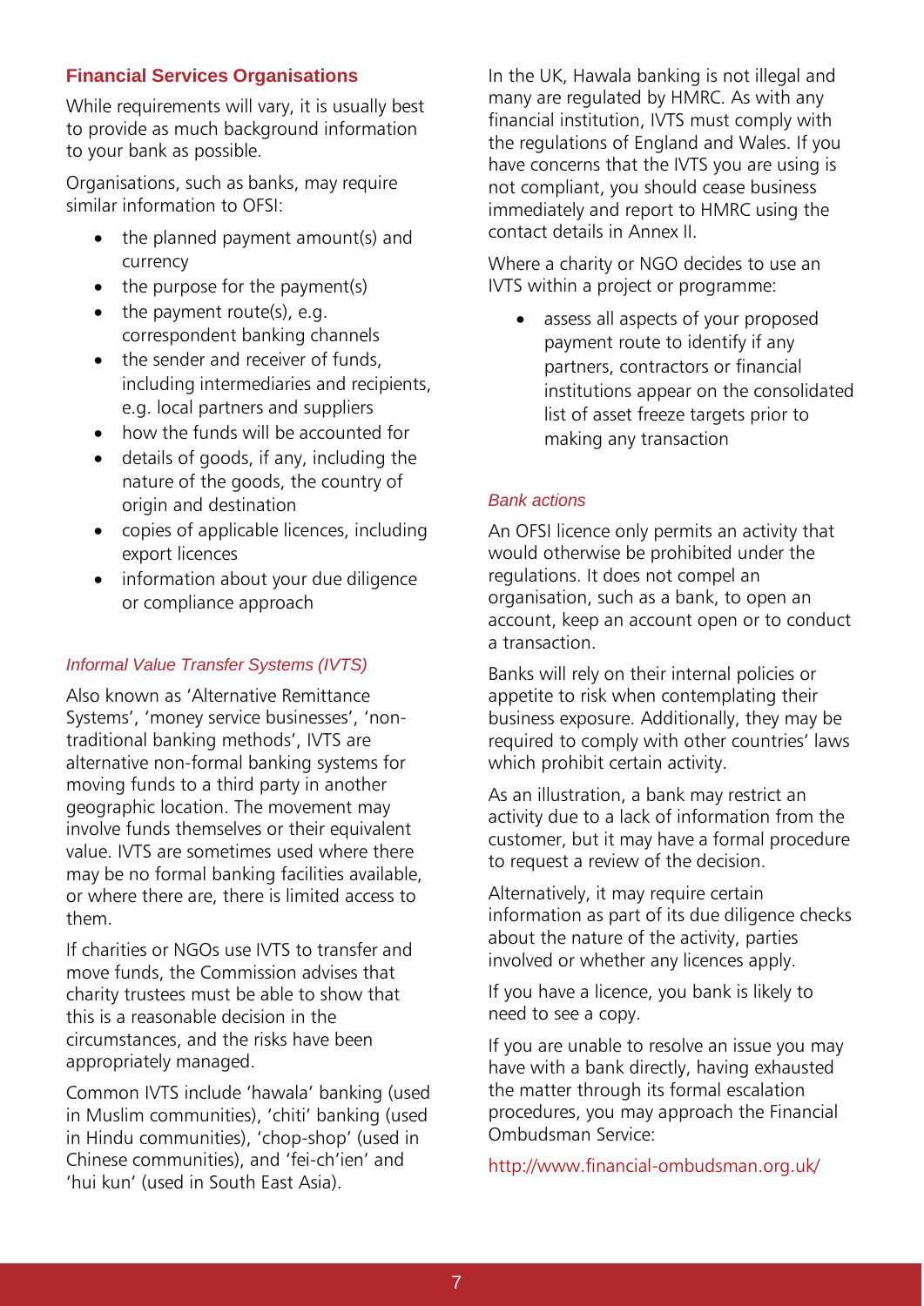### Financial Services Organisations

While requirements will vary, it is usually best to provide as much background information to your bank as possible.

Organisations, such as banks, may require similar information to OFSI:

- the planned payment amount(s) and currency
- the purpose for the payment(s)
- the payment route(s), e.g. correspondent banking channels
- the sender and receiver of funds, including intermediaries and recipients, e.g. local partners and suppliers
- how the funds will be accounted for
- details of goods, if any, including the nature of the goods, the country of origin and destination
- copies of applicable licences, including export licences
- information about your due diligence or compliance approach

#### *Informal Value Transfer Systems (IVTS)*

Also known as 'Alternative Remittance Systems', 'money service businesses', 'non-traditional banking methods', IVTS are alternative non-formal banking systems for moving funds to a third party in another geographic location. The movement may involve funds themselves or their equivalent value. IVTS are sometimes used where there may be no formal banking facilities available, or where there are, there is limited access to them.

If charities or NGOs use IVTS to transfer and move funds, the Commission advises that charity trustees must be able to show that this is a reasonable decision in the circumstances, and the risks have been appropriately managed.

Common IVTS include 'hawala' banking (used in Muslim communities), 'chiti' banking (used in Hindu communities), 'chop-shop' (used in Chinese communities), and 'fei-ch'ien' and 'hui kun' (used in South East Asia).

In the UK, Hawala banking is not illegal and many are regulated by HMRC. As with any financial institution, IVTS must comply with the regulations of England and Wales. If you have concerns that the IVTS you are using is not compliant, you should cease business immediately and report to HMRC using the contact details in Annex II.

Where a charity or NGO decides to use an IVTS within a project or programme:

- assess all aspects of your proposed payment route to identify if any partners, contractors or financial institutions appear on the consolidated list of asset freeze targets prior to making any transaction

#### *Bank actions*

An OFSI licence only permits an activity that would otherwise be prohibited under the regulations. It does not compel an organisation, such as a bank, to open an account, keep an account open or to conduct a transaction.

Banks will rely on their internal policies or appetite to risk when contemplating their business exposure. Additionally, they may be required to comply with other countries' laws which prohibit certain activity.

As an illustration, a bank may restrict an activity due to a lack of information from the customer, but it may have a formal procedure to request a review of the decision.

Alternatively, it may require certain information as part of its due diligence checks about the nature of the activity, parties involved or whether any licences apply.

If you have a licence, you bank is likely to need to see a copy.

If you are unable to resolve an issue you may have with a bank directly, having exhausted the matter through its formal escalation procedures, you may approach the Financial Ombudsman Service:

http://www.financial-ombudsman.org.uk/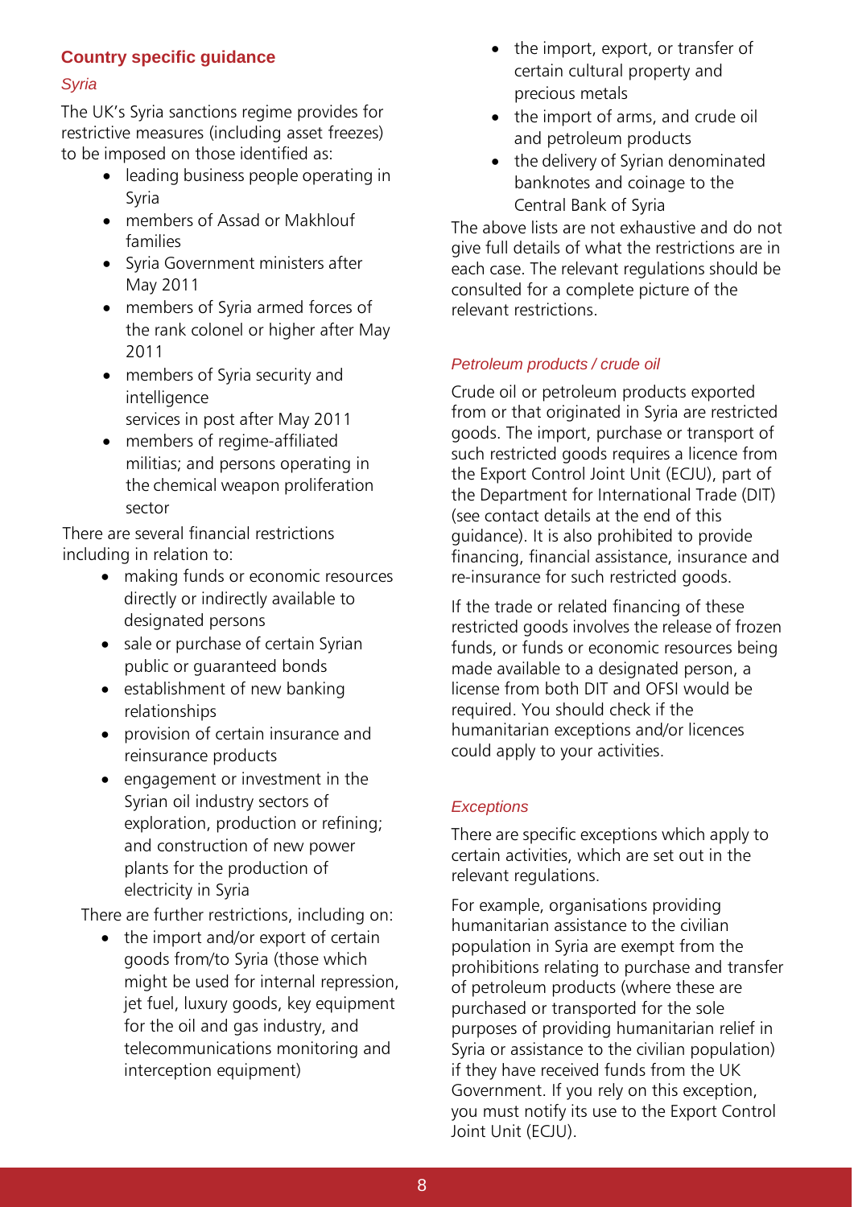## Country specific guidance

### *Syria*

The UK's Syria sanctions regime provides for restrictive measures (including asset freezes) to be imposed on those identified as:

- leading business people operating in Syria
- members of Assad or Makhlouf families
- Syria Government ministers after May 2011
- members of Syria armed forces of the rank colonel or higher after May 2011
- members of Syria security and intelligence services in post after May 2011
- members of regime-affiliated militias; and persons operating in the chemical weapon proliferation sector

There are several financial restrictions including in relation to:

- making funds or economic resources directly or indirectly available to designated persons
- sale or purchase of certain Syrian public or guaranteed bonds
- establishment of new banking relationships
- provision of certain insurance and reinsurance products
- engagement or investment in the Syrian oil industry sectors of exploration, production or refining; and construction of new power plants for the production of electricity in Syria

There are further restrictions, including on:

- the import and/or export of certain goods from/to Syria (those which might be used for internal repression, jet fuel, luxury goods, key equipment for the oil and gas industry, and telecommunications monitoring and interception equipment)
- the import, export, or transfer of certain cultural property and precious metals
- the import of arms, and crude oil and petroleum products
- the delivery of Syrian denominated banknotes and coinage to the Central Bank of Syria

The above lists are not exhaustive and do not give full details of what the restrictions are in each case. The relevant regulations should be consulted for a complete picture of the relevant restrictions.

### *Petroleum products / crude oil*

Crude oil or petroleum products exported from or that originated in Syria are restricted goods. The import, purchase or transport of such restricted goods requires a licence from the Export Control Joint Unit (ECJU), part of the Department for International Trade (DIT) (see contact details at the end of this guidance). It is also prohibited to provide financing, financial assistance, insurance and re-insurance for such restricted goods.

If the trade or related financing of these restricted goods involves the release of frozen funds, or funds or economic resources being made available to a designated person, a license from both DIT and OFSI would be required. You should check if the humanitarian exceptions and/or licences could apply to your activities.

### *Exceptions*

There are specific exceptions which apply to certain activities, which are set out in the relevant regulations.

For example, organisations providing humanitarian assistance to the civilian population in Syria are exempt from the prohibitions relating to purchase and transfer of petroleum products (where these are purchased or transported for the sole purposes of providing humanitarian relief in Syria or assistance to the civilian population) if they have received funds from the UK Government. If you rely on this exception, you must notify its use to the Export Control Joint Unit (ECJU).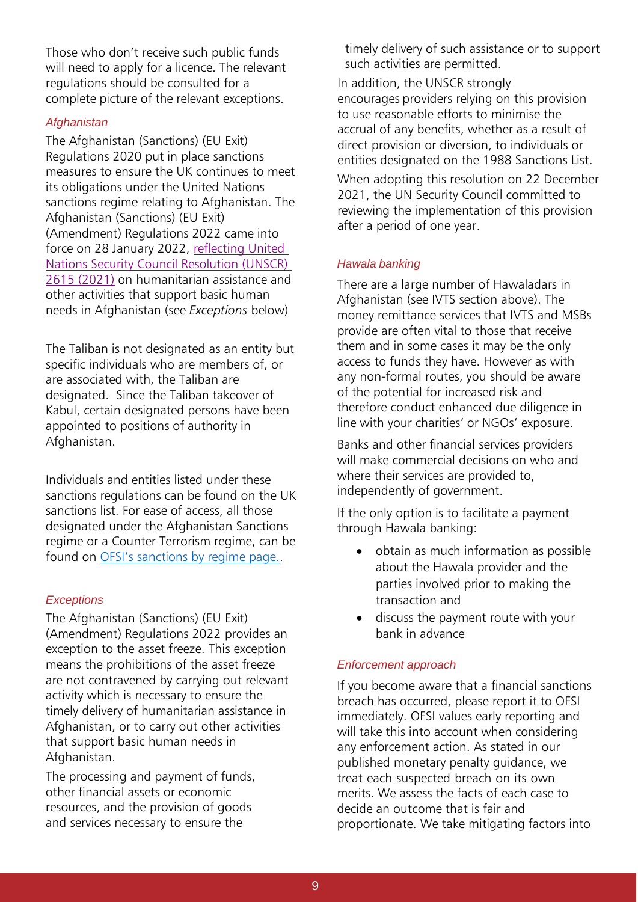Those who don't receive such public funds will need to apply for a licence. The relevant regulations should be consulted for a complete picture of the relevant exceptions.

### *Afghanistan*

The Afghanistan (Sanctions) (EU Exit) Regulations 2020 put in place sanctions measures to ensure the UK continues to meet its obligations under the United Nations sanctions regime relating to Afghanistan. The Afghanistan (Sanctions) (EU Exit) (Amendment) Regulations 2022 came into force on 28 January 2022, reflecting United Nations Security Council Resolution (UNSCR) 2615 (2021) on humanitarian assistance and other activities that support basic human needs in Afghanistan (see *Exceptions* below)

The Taliban is not designated as an entity but specific individuals who are members of, or are associated with, the Taliban are designated. Since the Taliban takeover of Kabul, certain designated persons have been appointed to positions of authority in Afghanistan.

Individuals and entities listed under these sanctions regulations can be found on the UK sanctions list. For ease of access, all those designated under the Afghanistan Sanctions regime or a Counter Terrorism regime, can be found on OFSI's sanctions by regime page..

### *Exceptions*

The Afghanistan (Sanctions) (EU Exit) (Amendment) Regulations 2022 provides an exception to the asset freeze. This exception means the prohibitions of the asset freeze are not contravened by carrying out relevant activity which is necessary to ensure the timely delivery of humanitarian assistance in Afghanistan, or to carry out other activities that support basic human needs in Afghanistan.

The processing and payment of funds, other financial assets or economic resources, and the provision of goods and services necessary to ensure the timely delivery of such assistance or to support such activities are permitted.

In addition, the UNSCR strongly encourages providers relying on this provision to use reasonable efforts to minimise the accrual of any benefits, whether as a result of direct provision or diversion, to individuals or entities designated on the 1988 Sanctions List.

When adopting this resolution on 22 December 2021, the UN Security Council committed to reviewing the implementation of this provision after a period of one year.

### *Hawala banking*

There are a large number of Hawaladars in Afghanistan (see IVTS section above). The money remittance services that IVTS and MSBs provide are often vital to those that receive them and in some cases it may be the only access to funds they have. However as with any non-formal routes, you should be aware of the potential for increased risk and therefore conduct enhanced due diligence in line with your charities' or NGOs' exposure.

Banks and other financial services providers will make commercial decisions on who and where their services are provided to, independently of government.

If the only option is to facilitate a payment through Hawala banking:

- obtain as much information as possible about the Hawala provider and the parties involved prior to making the transaction and
- discuss the payment route with your bank in advance

### *Enforcement approach*

If you become aware that a financial sanctions breach has occurred, please report it to OFSI immediately. OFSI values early reporting and will take this into account when considering any enforcement action. As stated in our published monetary penalty guidance, we treat each suspected breach on its own merits. We assess the facts of each case to decide an outcome that is fair and proportionate. We take mitigating factors into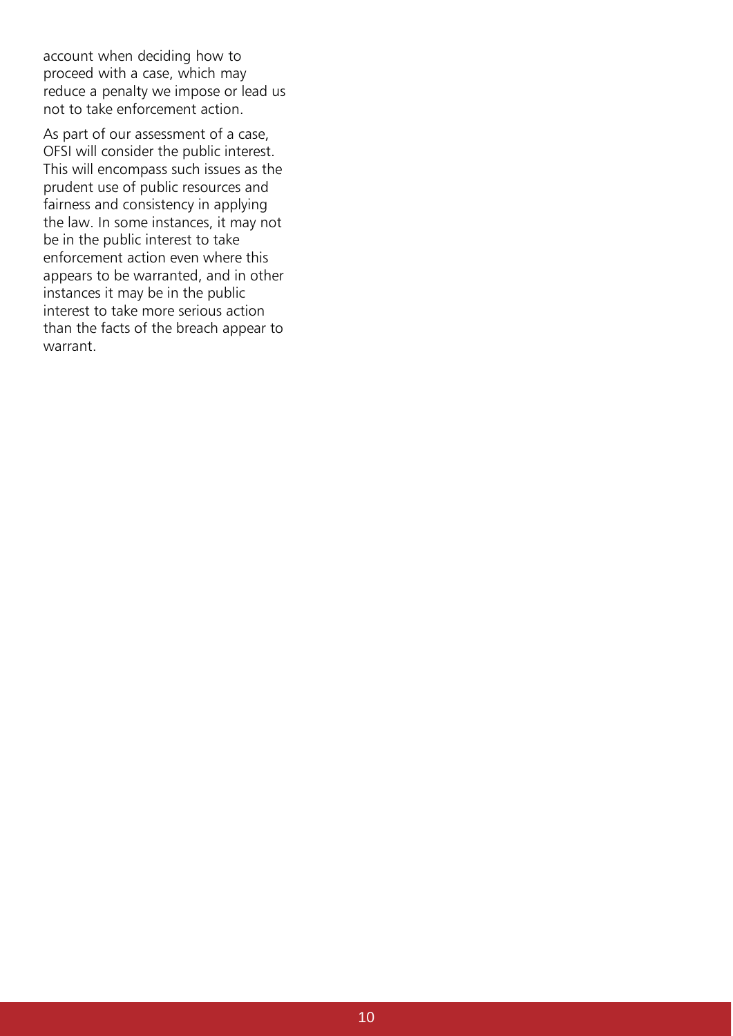account when deciding how to proceed with a case, which may reduce a penalty we impose or lead us not to take enforcement action.

As part of our assessment of a case, OFSI will consider the public interest. This will encompass such issues as the prudent use of public resources and fairness and consistency in applying the law. In some instances, it may not be in the public interest to take enforcement action even where this appears to be warranted, and in other instances it may be in the public interest to take more serious action than the facts of the breach appear to warrant.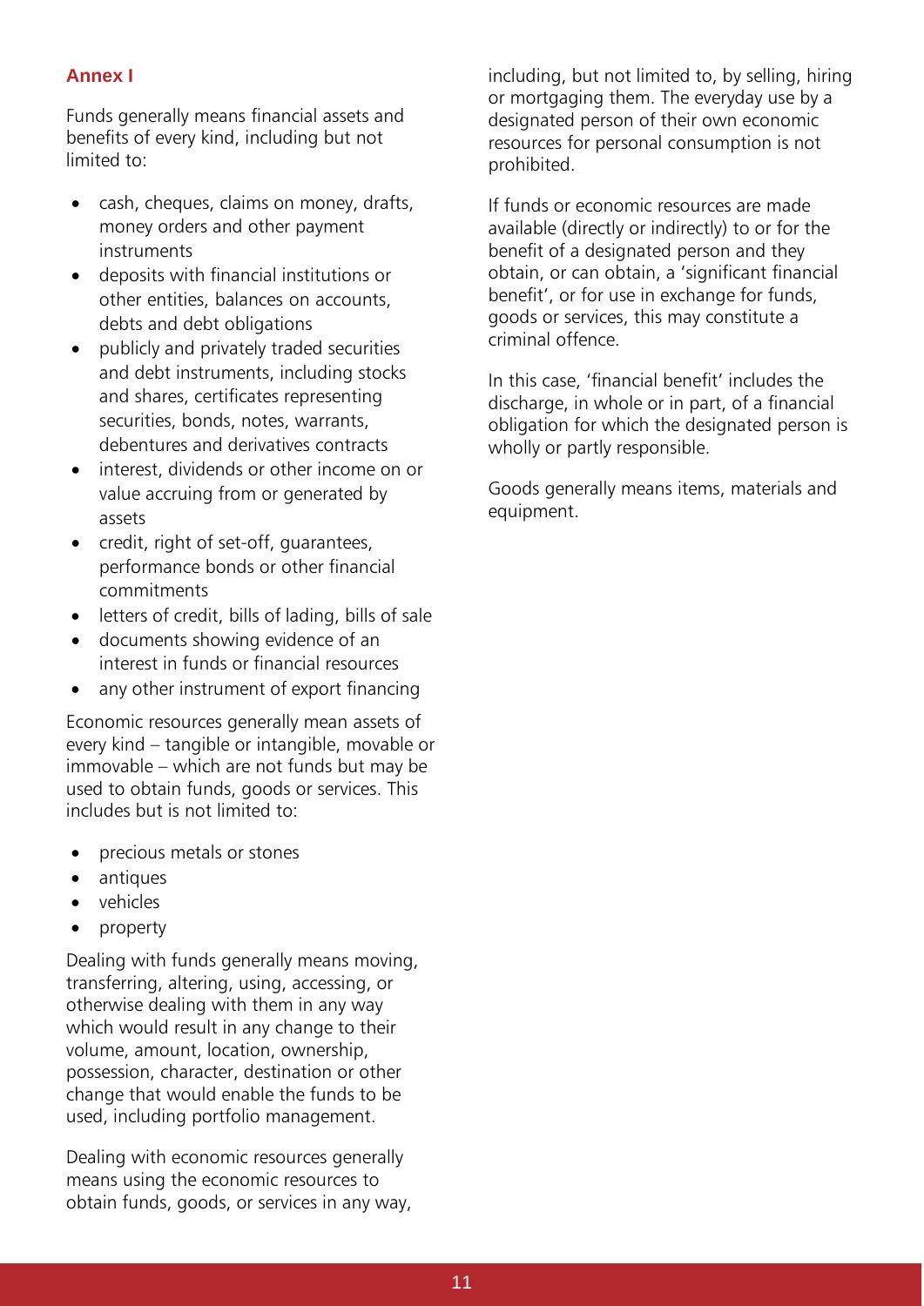## Annex I

Funds generally means financial assets and benefits of every kind, including but not limited to:

- cash, cheques, claims on money, drafts, money orders and other payment instruments
- deposits with financial institutions or other entities, balances on accounts, debts and debt obligations
- publicly and privately traded securities and debt instruments, including stocks and shares, certificates representing securities, bonds, notes, warrants, debentures and derivatives contracts
- interest, dividends or other income on or value accruing from or generated by assets
- credit, right of set-off, guarantees, performance bonds or other financial commitments
- letters of credit, bills of lading, bills of sale
- documents showing evidence of an interest in funds or financial resources
- any other instrument of export financing

Economic resources generally mean assets of every kind – tangible or intangible, movable or immovable – which are not funds but may be used to obtain funds, goods or services. This includes but is not limited to:

- precious metals or stones
- antiques
- vehicles
- property

Dealing with funds generally means moving, transferring, altering, using, accessing, or otherwise dealing with them in any way which would result in any change to their volume, amount, location, ownership, possession, character, destination or other change that would enable the funds to be used, including portfolio management.

Dealing with economic resources generally means using the economic resources to obtain funds, goods, or services in any way, including, but not limited to, by selling, hiring or mortgaging them. The everyday use by a designated person of their own economic resources for personal consumption is not prohibited.

If funds or economic resources are made available (directly or indirectly) to or for the benefit of a designated person and they obtain, or can obtain, a 'significant financial benefit', or for use in exchange for funds, goods or services, this may constitute a criminal offence.

In this case, 'financial benefit' includes the discharge, in whole or in part, of a financial obligation for which the designated person is wholly or partly responsible.

Goods generally means items, materials and equipment.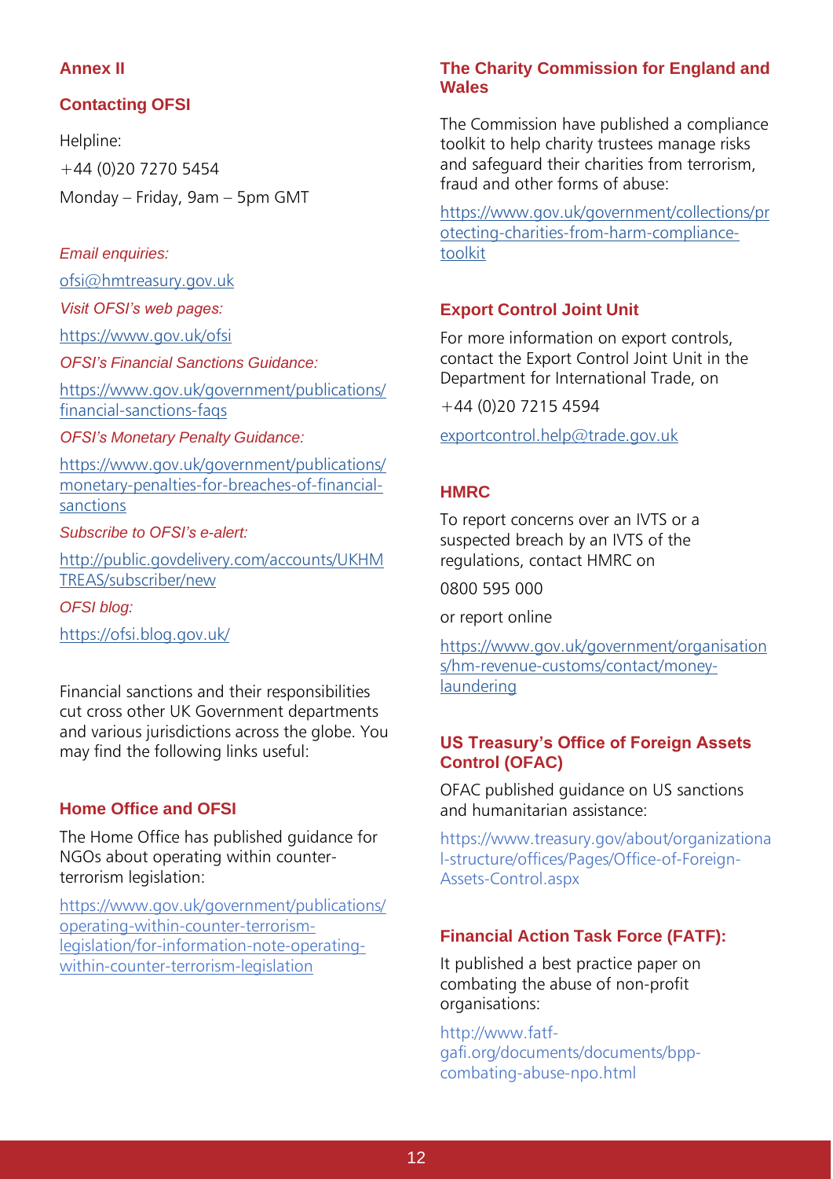## Annex II

### Contacting OFSI

Helpline:

+44 (0)20 7270 5454

Monday – Friday, 9am – 5pm GMT

*Email enquiries:*

ofsi@hmtreasury.gov.uk

*Visit OFSI's web pages:*

https://www.gov.uk/ofsi

*OFSI's Financial Sanctions Guidance:*

https://www.gov.uk/government/publications/financial-sanctions-faqs

*OFSI's Monetary Penalty Guidance:*

https://www.gov.uk/government/publications/monetary-penalties-for-breaches-of-financial-sanctions

*Subscribe to OFSI's e-alert:*

http://public.govdelivery.com/accounts/UKHMTREAS/subscriber/new

*OFSI blog:*

https://ofsi.blog.gov.uk/

Financial sanctions and their responsibilities cut cross other UK Government departments and various jurisdictions across the globe. You may find the following links useful:

### Home Office and OFSI

The Home Office has published guidance for NGOs about operating within counter-terrorism legislation:

https://www.gov.uk/government/publications/operating-within-counter-terrorism-legislation/for-information-note-operating-within-counter-terrorism-legislation

### The Charity Commission for England and Wales

The Commission have published a compliance toolkit to help charity trustees manage risks and safeguard their charities from terrorism, fraud and other forms of abuse:

https://www.gov.uk/government/collections/protecting-charities-from-harm-compliance-toolkit

### Export Control Joint Unit

For more information on export controls, contact the Export Control Joint Unit in the Department for International Trade, on

+44 (0)20 7215 4594

exportcontrol.help@trade.gov.uk

### HMRC

To report concerns over an IVTS or a suspected breach by an IVTS of the regulations, contact HMRC on

0800 595 000

or report online

https://www.gov.uk/government/organisations/hm-revenue-customs/contact/money-laundering

### US Treasury's Office of Foreign Assets Control (OFAC)

OFAC published guidance on US sanctions and humanitarian assistance:

https://www.treasury.gov/about/organizational-structure/offices/Pages/Office-of-Foreign-Assets-Control.aspx

### Financial Action Task Force (FATF):

It published a best practice paper on combating the abuse of non-profit organisations:

http://www.fatf-gafi.org/documents/documents/bpp-combating-abuse-npo.html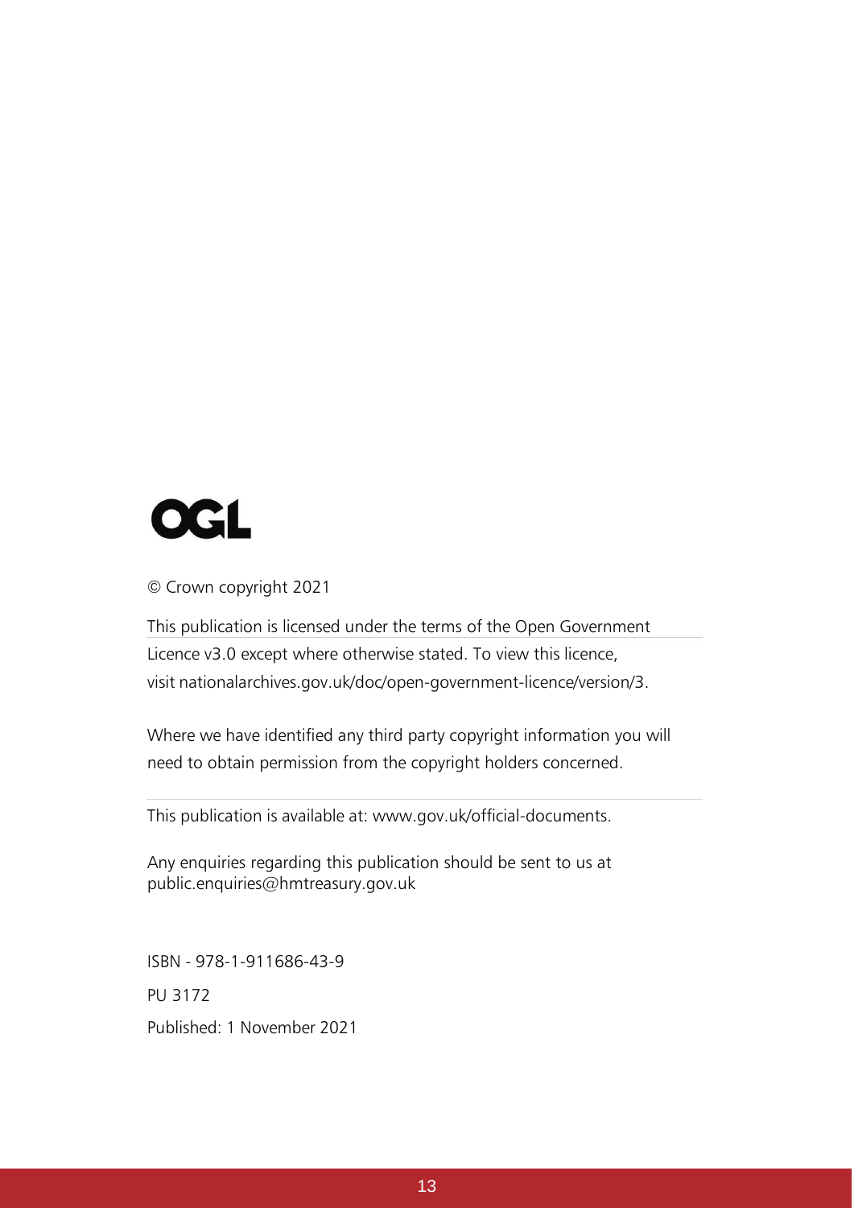OGL

© Crown copyright 2021

This publication is licensed under the terms of the Open Government Licence v3.0 except where otherwise stated. To view this licence, visit nationalarchives.gov.uk/doc/open-government-licence/version/3.

Where we have identified any third party copyright information you will need to obtain permission from the copyright holders concerned.

This publication is available at: www.gov.uk/official-documents.

Any enquiries regarding this publication should be sent to us at public.enquiries@hmtreasury.gov.uk

ISBN - 978-1-911686-43-9

PU 3172

Published: 1 November 2021